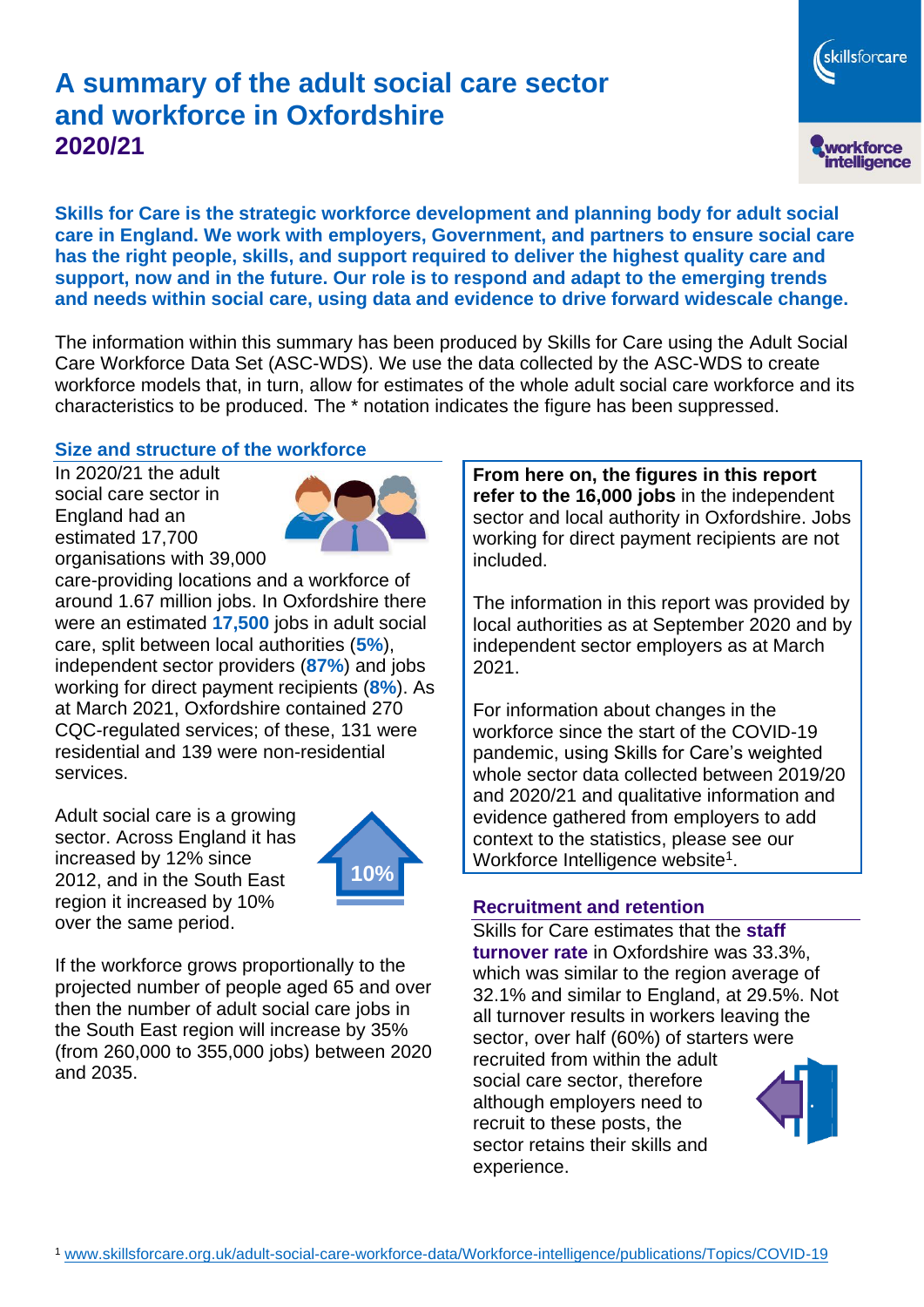# A summary of the adult social care sector and workforce in Oxfordshire 2020/21

**Skills for Care is the strategic workforce development and planning body for adult social care in England. We work with employers, Government, and partners to ensure social care has the right people, skills, and support required to deliver the highest quality care and support, now and in the future. Our role is to respond and adapt to the emerging trends and needs within social care, using data and evidence to drive forward widescale change.**

The information within this summary has been produced by Skills for Care using the Adult Social Care Workforce Data Set (ASC-WDS). We use the data collected by the ASC-WDS to create workforce models that, in turn, allow for estimates of the whole adult social care workforce and its characteristics to be produced. The * notation indicates the figure has been suppressed.

## Size and structure of the workforce

In 2020/21 the adult social care sector in England had an estimated 17,700 organisations with 39,000 care-providing locations and a workforce of around 1.67 million jobs. In Oxfordshire there were an estimated **17,500** jobs in adult social care, split between local authorities (**5%**), independent sector providers (**87%**) and jobs working for direct payment recipients (**8%**). As at March 2021, Oxfordshire contained 270 CQC-regulated services; of these, 131 were residential and 139 were non-residential services.

Adult social care is a growing sector. Across England it has increased by 12% since 2012, and in the South East region it increased by 10% over the same period.

10%

If the workforce grows proportionally to the projected number of people aged 65 and over then the number of adult social care jobs in the South East region will increase by 35% (from 260,000 to 355,000 jobs) between 2020 and 2035.

**From here on, the figures in this report refer to the 16,000 jobs** in the independent sector and local authority in Oxfordshire. Jobs working for direct payment recipients are not included.

The information in this report was provided by local authorities as at September 2020 and by independent sector employers as at March 2021.

For information about changes in the workforce since the start of the COVID-19 pandemic, using Skills for Care's weighted whole sector data collected between 2019/20 and 2020/21 and qualitative information and evidence gathered from employers to add context to the statistics, please see our Workforce Intelligence website[1].

## Recruitment and retention

Skills for Care estimates that the **staff turnover rate** in Oxfordshire was 33.3%, which was similar to the region average of 32.1% and similar to England, at 29.5%. Not all turnover results in workers leaving the sector, over half (60%) of starters were recruited from within the adult social care sector, therefore although employers need to recruit to these posts, the sector retains their skills and experience.

[1] www.skillsforcare.org.uk/adult-social-care-workforce-data/Workforce-intelligence/publications/Topics/COVID-19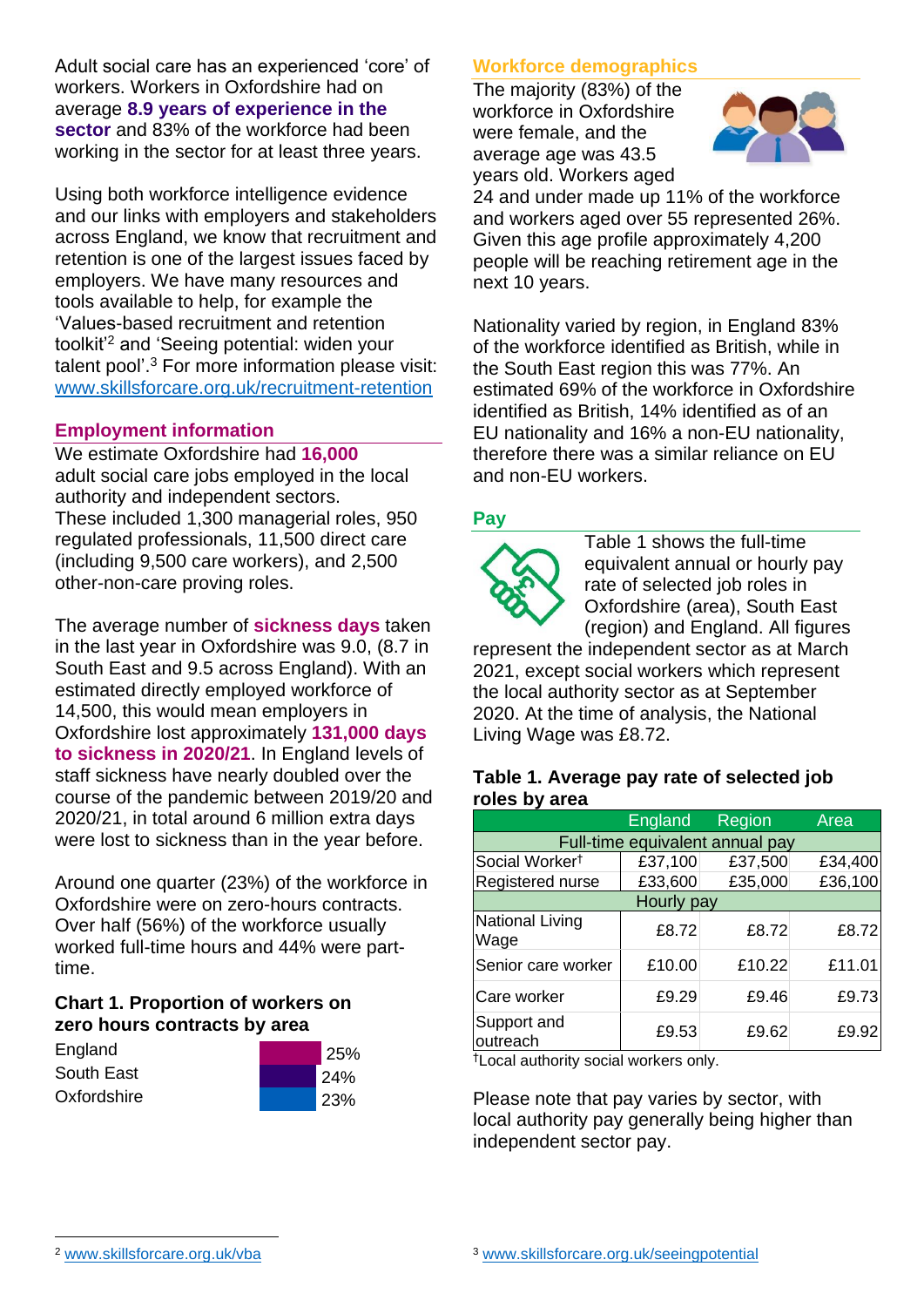Adult social care has an experienced 'core' of workers. Workers in Oxfordshire had on average **8.9 years of experience in the sector** and 83% of the workforce had been working in the sector for at least three years.

Using both workforce intelligence evidence and our links with employers and stakeholders across England, we know that recruitment and retention is one of the largest issues faced by employers. We have many resources and tools available to help, for example the 'Values-based recruitment and retention toolkit'[2] and 'Seeing potential: widen your talent pool'.[3] For more information please visit: www.skillsforcare.org.uk/recruitment-retention

## Employment information

We estimate Oxfordshire had **16,000** adult social care jobs employed in the local authority and independent sectors. These included 1,300 managerial roles, 950 regulated professionals, 11,500 direct care (including 9,500 care workers), and 2,500 other-non-care proving roles.

The average number of **sickness days** taken in the last year in Oxfordshire was 9.0, (8.7 in South East and 9.5 across England). With an estimated directly employed workforce of 14,500, this would mean employers in Oxfordshire lost approximately **131,000 days to sickness in 2020/21**. In England levels of staff sickness have nearly doubled over the course of the pandemic between 2019/20 and 2020/21, in total around 6 million extra days were lost to sickness than in the year before.

Around one quarter (23%) of the workforce in Oxfordshire were on zero-hours contracts. Over half (56%) of the workforce usually worked full-time hours and 44% were part-time.

### Chart 1. Proportion of workers on zero hours contracts by area

| Area | Proportion |
|---|---|
| England | 25% |
| South East | 24% |
| Oxfordshire | 23% |

## Workforce demographics

The majority (83%) of the workforce in Oxfordshire were female, and the average age was 43.5 years old. Workers aged 24 and under made up 11% of the workforce and workers aged over 55 represented 26%. Given this age profile approximately 4,200 people will be reaching retirement age in the next 10 years.

Nationality varied by region, in England 83% of the workforce identified as British, while in the South East region this was 77%. An estimated 69% of the workforce in Oxfordshire identified as British, 14% identified as of an EU nationality and 16% a non-EU nationality, therefore there was a similar reliance on EU and non-EU workers.

## Pay

Table 1 shows the full-time equivalent annual or hourly pay rate of selected job roles in Oxfordshire (area), South East (region) and England. All figures represent the independent sector as at March 2021, except social workers which represent the local authority sector as at September 2020. At the time of analysis, the National Living Wage was £8.72.

### Table 1. Average pay rate of selected job roles by area

| | England | Region | Area |
|---|---|---|---|
| **Full-time equivalent annual pay** | | | |
| Social Worker† | £37,100 | £37,500 | £34,400 |
| Registered nurse | £33,600 | £35,000 | £36,100 |
| **Hourly pay** | | | |
| National Living Wage | £8.72 | £8.72 | £8.72 |
| Senior care worker | £10.00 | £10.22 | £11.01 |
| Care worker | £9.29 | £9.46 | £9.73 |
| Support and outreach | £9.53 | £9.62 | £9.92 |

†Local authority social workers only.

Please note that pay varies by sector, with local authority pay generally being higher than independent sector pay.

[2] www.skillsforcare.org.uk/vba

[3] www.skillsforcare.org.uk/seeingpotential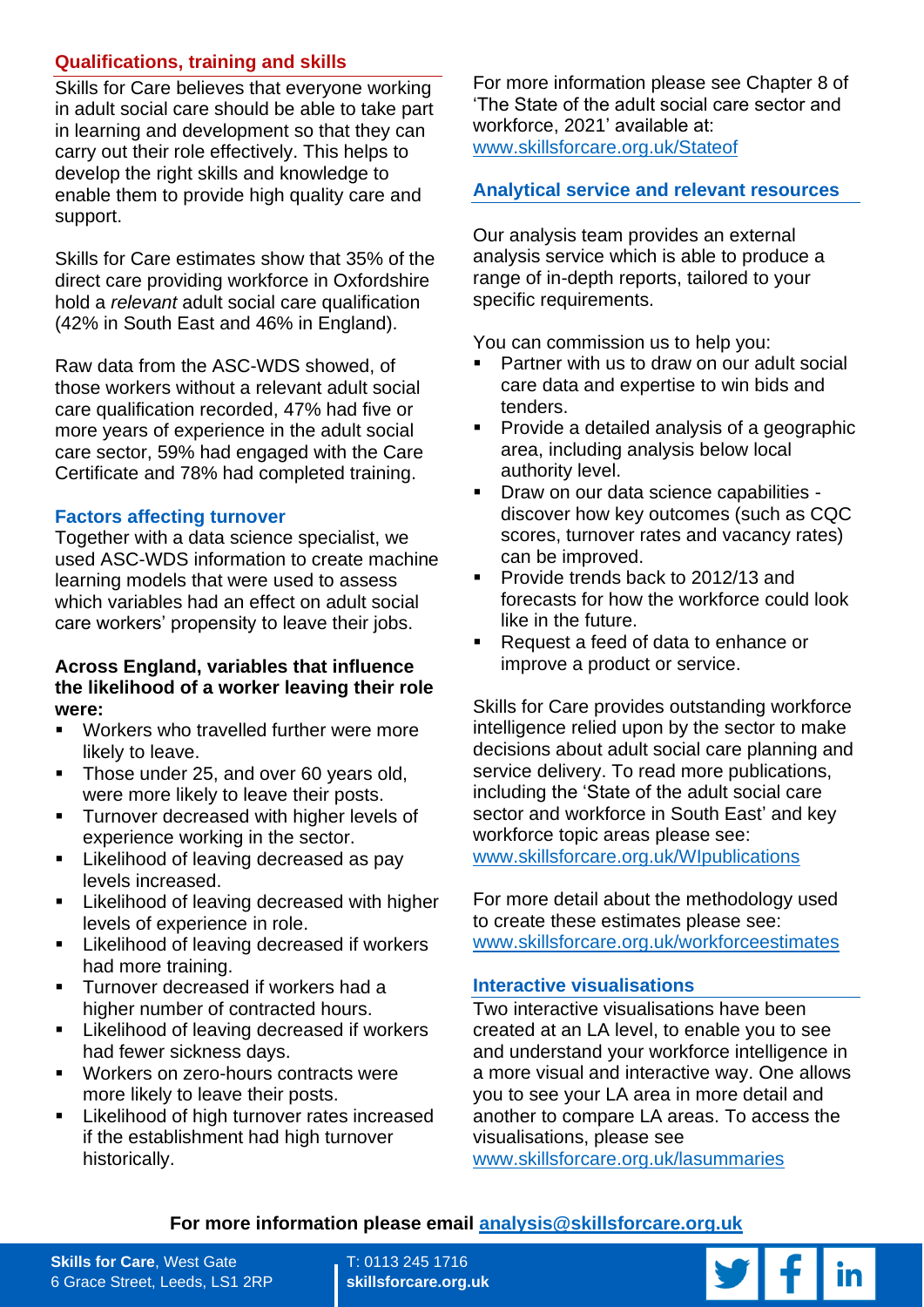## Qualifications, training and skills

Skills for Care believes that everyone working in adult social care should be able to take part in learning and development so that they can carry out their role effectively. This helps to develop the right skills and knowledge to enable them to provide high quality care and support.

Skills for Care estimates show that 35% of the direct care providing workforce in Oxfordshire hold a *relevant* adult social care qualification (42% in South East and 46% in England).

Raw data from the ASC-WDS showed, of those workers without a relevant adult social care qualification recorded, 47% had five or more years of experience in the adult social care sector, 59% had engaged with the Care Certificate and 78% had completed training.

## Factors affecting turnover

Together with a data science specialist, we used ASC-WDS information to create machine learning models that were used to assess which variables had an effect on adult social care workers' propensity to leave their jobs.

**Across England, variables that influence the likelihood of a worker leaving their role were:**

- Workers who travelled further were more likely to leave.
- Those under 25, and over 60 years old, were more likely to leave their posts.
- Turnover decreased with higher levels of experience working in the sector.
- Likelihood of leaving decreased as pay levels increased.
- Likelihood of leaving decreased with higher levels of experience in role.
- Likelihood of leaving decreased if workers had more training.
- Turnover decreased if workers had a higher number of contracted hours.
- Likelihood of leaving decreased if workers had fewer sickness days.
- Workers on zero-hours contracts were more likely to leave their posts.
- Likelihood of high turnover rates increased if the establishment had high turnover historically.

For more information please see Chapter 8 of 'The State of the adult social care sector and workforce, 2021' available at: www.skillsforcare.org.uk/Stateof

## Analytical service and relevant resources

Our analysis team provides an external analysis service which is able to produce a range of in-depth reports, tailored to your specific requirements.

You can commission us to help you:

- Partner with us to draw on our adult social care data and expertise to win bids and tenders.
- Provide a detailed analysis of a geographic area, including analysis below local authority level.
- Draw on our data science capabilities - discover how key outcomes (such as CQC scores, turnover rates and vacancy rates) can be improved.
- Provide trends back to 2012/13 and forecasts for how the workforce could look like in the future.
- Request a feed of data to enhance or improve a product or service.

Skills for Care provides outstanding workforce intelligence relied upon by the sector to make decisions about adult social care planning and service delivery. To read more publications, including the 'State of the adult social care sector and workforce in South East' and key workforce topic areas please see: www.skillsforcare.org.uk/WIpublications

For more detail about the methodology used to create these estimates please see: www.skillsforcare.org.uk/workforceestimates

## Interactive visualisations

Two interactive visualisations have been created at an LA level, to enable you to see and understand your workforce intelligence in a more visual and interactive way. One allows you to see your LA area in more detail and another to compare LA areas. To access the visualisations, please see www.skillsforcare.org.uk/lasummaries

**For more information please email analysis@skillsforcare.org.uk**

**Skills for Care**, West Gate
6 Grace Street, Leeds, LS1 2RP

T: 0113 245 1716
**skillsforcare.org.uk**